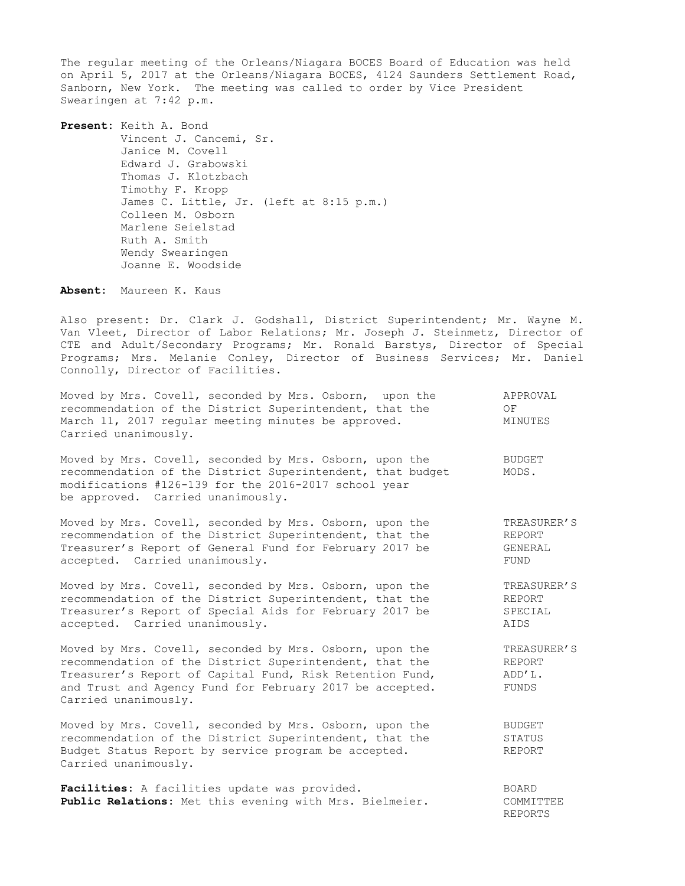The regular meeting of the Orleans/Niagara BOCES Board of Education was held on April 5, 2017 at the Orleans/Niagara BOCES, 4124 Saunders Settlement Road, Sanborn, New York. The meeting was called to order by Vice President Swearingen at 7:42 p.m.

**Present:** Keith A. Bond
Vincent J. Cancemi, Sr.
Janice M. Covell
Edward J. Grabowski
Thomas J. Klotzbach
Timothy F. Kropp
James C. Little, Jr. (left at 8:15 p.m.)
Colleen M. Osborn
Marlene Seielstad
Ruth A. Smith
Wendy Swearingen
Joanne E. Woodside

**Absent:** Maureen K. Kaus

Also present: Dr. Clark J. Godshall, District Superintendent; Mr. Wayne M. Van Vleet, Director of Labor Relations; Mr. Joseph J. Steinmetz, Director of CTE and Adult/Secondary Programs; Mr. Ronald Barstys, Director of Special Programs; Mrs. Melanie Conley, Director of Business Services; Mr. Daniel Connolly, Director of Facilities.

APPROVAL OF MINUTES

Moved by Mrs. Covell, seconded by Mrs. Osborn, upon the recommendation of the District Superintendent, that the March 11, 2017 regular meeting minutes be approved. Carried unanimously.

BUDGET MODS.

Moved by Mrs. Covell, seconded by Mrs. Osborn, upon the recommendation of the District Superintendent, that budget modifications #126-139 for the 2016-2017 school year be approved. Carried unanimously.

TREASURER'S REPORT GENERAL FUND

Moved by Mrs. Covell, seconded by Mrs. Osborn, upon the recommendation of the District Superintendent, that the Treasurer's Report of General Fund for February 2017 be accepted. Carried unanimously.

TREASURER'S REPORT SPECIAL AIDS

Moved by Mrs. Covell, seconded by Mrs. Osborn, upon the recommendation of the District Superintendent, that the Treasurer's Report of Special Aids for February 2017 be accepted. Carried unanimously.

TREASURER'S REPORT ADD'L. FUNDS

Moved by Mrs. Covell, seconded by Mrs. Osborn, upon the recommendation of the District Superintendent, that the Treasurer's Report of Capital Fund, Risk Retention Fund, and Trust and Agency Fund for February 2017 be accepted. Carried unanimously.

BUDGET STATUS REPORT

Moved by Mrs. Covell, seconded by Mrs. Osborn, upon the recommendation of the District Superintendent, that the Budget Status Report by service program be accepted. Carried unanimously.

BOARD COMMITTEE REPORTS

**Facilities**: A facilities update was provided.
**Public Relations**: Met this evening with Mrs. Bielmeier.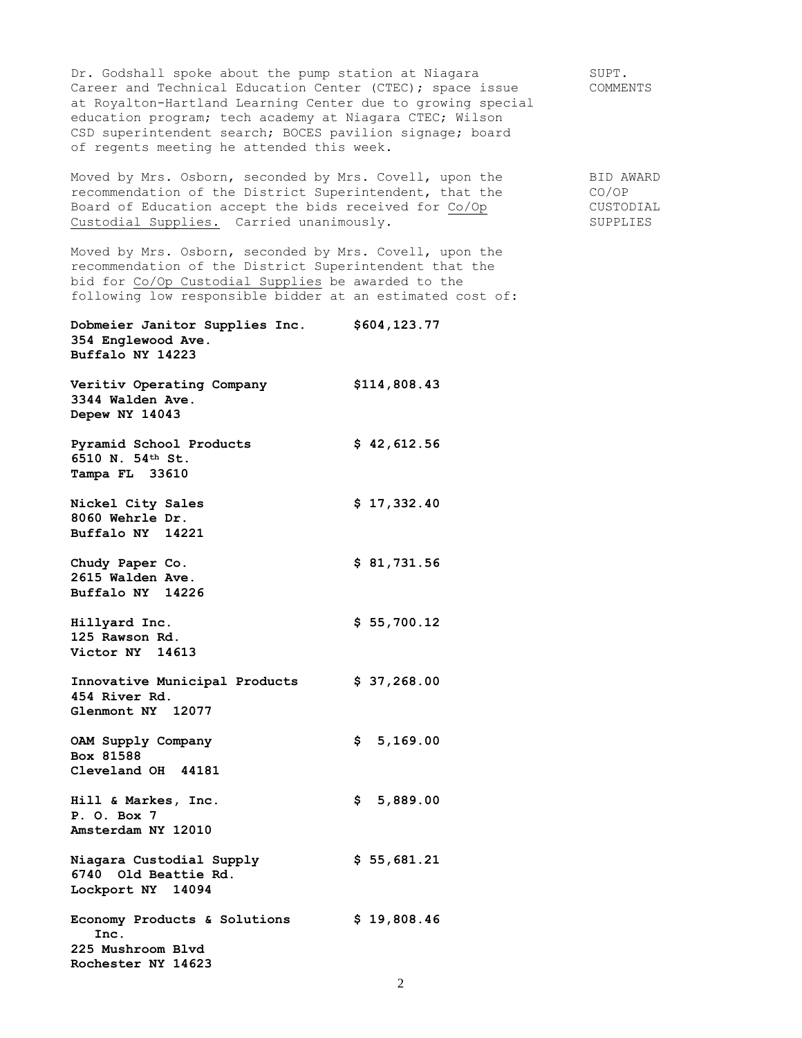Dr. Godshall spoke about the pump station at Niagara Career and Technical Education Center (CTEC); space issue at Royalton-Hartland Learning Center due to growing special education program; tech academy at Niagara CTEC; Wilson CSD superintendent search; BOCES pavilion signage; board of regents meeting he attended this week.

SUPT. COMMENTS

Moved by Mrs. Osborn, seconded by Mrs. Covell, upon the recommendation of the District Superintendent, that the Board of Education accept the bids received for Co/Op Custodial Supplies. Carried unanimously.

BID AWARD CO/OP CUSTODIAL SUPPLIES

Moved by Mrs. Osborn, seconded by Mrs. Covell, upon the recommendation of the District Superintendent that the bid for Co/Op Custodial Supplies be awarded to the following low responsible bidder at an estimated cost of:

**Dobmeier Janitor Supplies Inc.** **$604,123.77**
**354 Englewood Ave.**
**Buffalo NY 14223**

**Veritiv Operating Company** **$114,808.43**
**3344 Walden Ave.**
**Depew NY 14043**

**Pyramid School Products** **$ 42,612.56**
**6510 N. 54th St.**
**Tampa FL 33610**

**Nickel City Sales** **$ 17,332.40**
**8060 Wehrle Dr.**
**Buffalo NY 14221**

**Chudy Paper Co.** **$ 81,731.56**
**2615 Walden Ave.**
**Buffalo NY 14226**

**Hillyard Inc.** **$ 55,700.12**
**125 Rawson Rd.**
**Victor NY 14613**

**Innovative Municipal Products** **$ 37,268.00**
**454 River Rd.**
**Glenmont NY 12077**

**OAM Supply Company** **$ 5,169.00**
**Box 81588**
**Cleveland OH 44181**

**Hill & Markes, Inc.** **$ 5,889.00**
**P. O. Box 7**
**Amsterdam NY 12010**

**Niagara Custodial Supply** **$ 55,681.21**
**6740 Old Beattie Rd.**
**Lockport NY 14094**

**Economy Products & Solutions Inc.** **$ 19,808.46**
**225 Mushroom Blvd**
**Rochester NY 14623**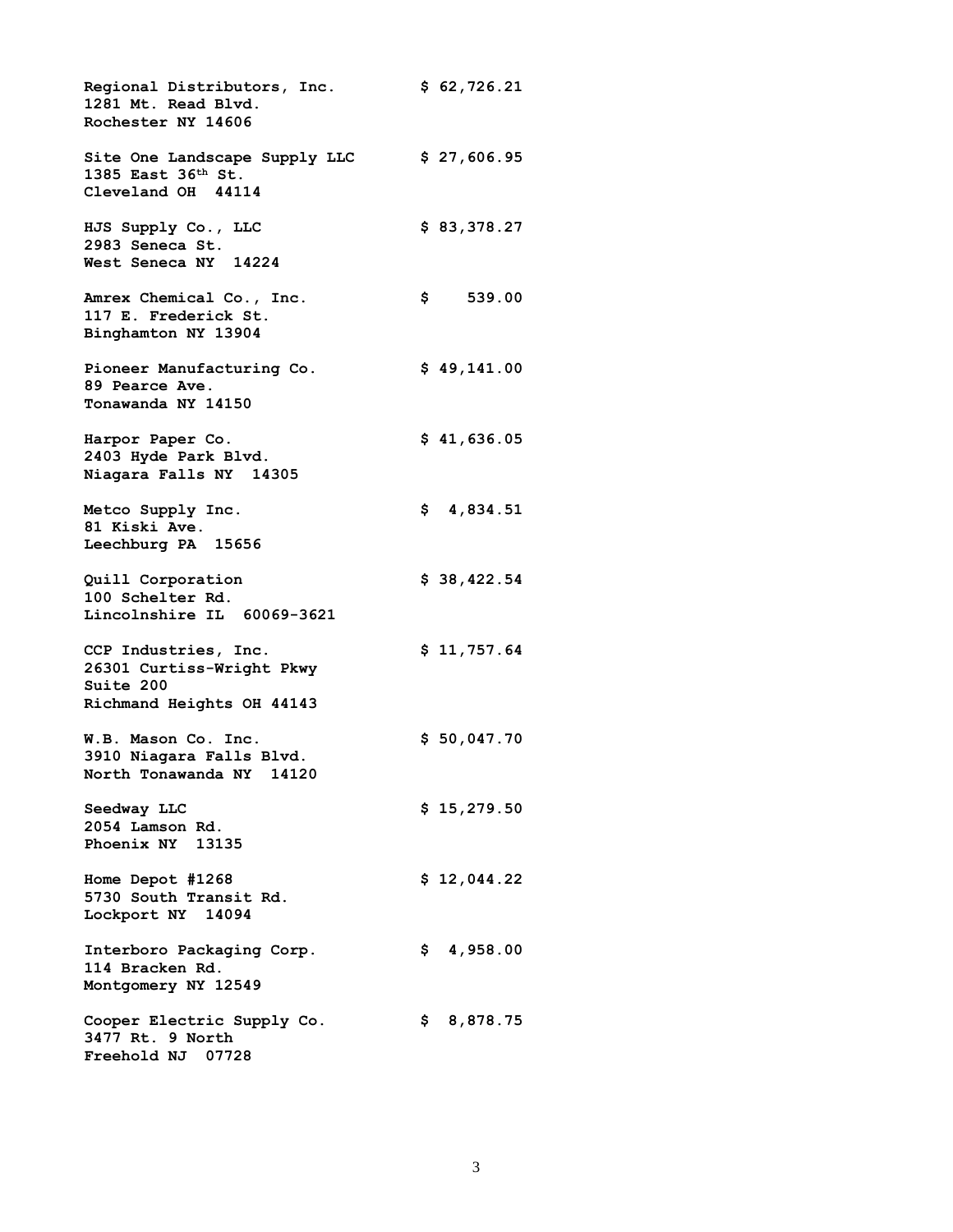**Regional Distributors, Inc.** **$ 62,726.21**
**1281 Mt. Read Blvd.**
**Rochester NY 14606**

**Site One Landscape Supply LLC** **$ 27,606.95**
**1385 East 36th St.**
**Cleveland OH 44114**

**HJS Supply Co., LLC** **$ 83,378.27**
**2983 Seneca St.**
**West Seneca NY 14224**

**Amrex Chemical Co., Inc.** **$ 539.00**
**117 E. Frederick St.**
**Binghamton NY 13904**

**Pioneer Manufacturing Co.** **$ 49,141.00**
**89 Pearce Ave.**
**Tonawanda NY 14150**

**Harpor Paper Co.** **$ 41,636.05**
**2403 Hyde Park Blvd.**
**Niagara Falls NY 14305**

**Metco Supply Inc.** **$ 4,834.51**
**81 Kiski Ave.**
**Leechburg PA 15656**

**Quill Corporation** **$ 38,422.54**
**100 Schelter Rd.**
**Lincolnshire IL 60069-3621**

**CCP Industries, Inc.** **$ 11,757.64**
**26301 Curtiss-Wright Pkwy**
**Suite 200**
**Richmand Heights OH 44143**

**W.B. Mason Co. Inc.** **$ 50,047.70**
**3910 Niagara Falls Blvd.**
**North Tonawanda NY 14120**

**Seedway LLC** **$ 15,279.50**
**2054 Lamson Rd.**
**Phoenix NY 13135**

**Home Depot #1268** **$ 12,044.22**
**5730 South Transit Rd.**
**Lockport NY 14094**

**Interboro Packaging Corp.** **$ 4,958.00**
**114 Bracken Rd.**
**Montgomery NY 12549**

**Cooper Electric Supply Co.** **$ 8,878.75**
**3477 Rt. 9 North**
**Freehold NJ 07728**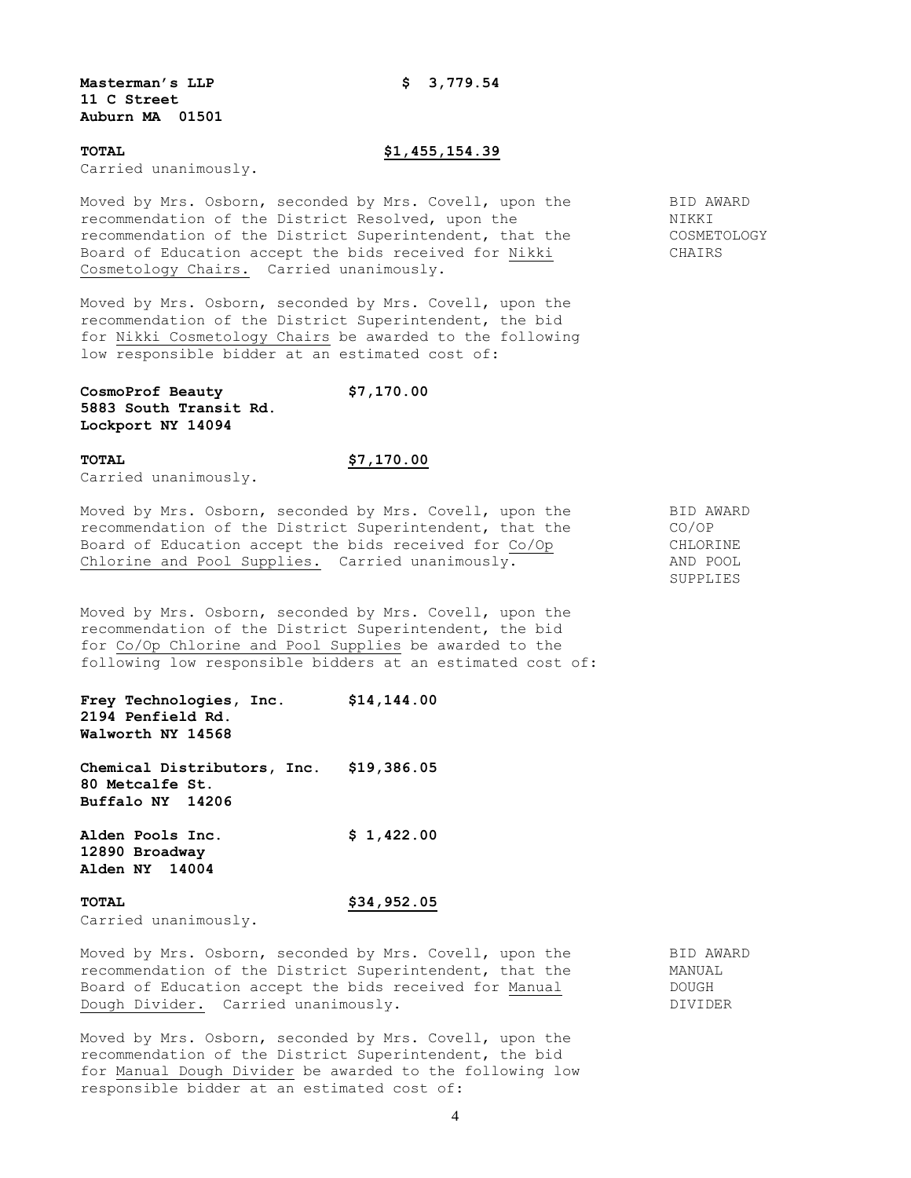**Masterman's LLP** **$ 3,779.54**
**11 C Street**
**Auburn MA 01501**

**TOTAL** **$1,455,154.39**

Carried unanimously.

BID AWARD NIKKI COSMETOLOGY CHAIRS

Moved by Mrs. Osborn, seconded by Mrs. Covell, upon the recommendation of the District Resolved, upon the recommendation of the District Superintendent, that the Board of Education accept the bids received for Nikki Cosmetology Chairs. Carried unanimously.

Moved by Mrs. Osborn, seconded by Mrs. Covell, upon the recommendation of the District Superintendent, the bid for Nikki Cosmetology Chairs be awarded to the following low responsible bidder at an estimated cost of:

**CosmoProf Beauty** **$7,170.00**
**5883 South Transit Rd.**
**Lockport NY 14094**

**TOTAL** **$7,170.00**

Carried unanimously.

BID AWARD CO/OP CHLORINE AND POOL SUPPLIES

Moved by Mrs. Osborn, seconded by Mrs. Covell, upon the recommendation of the District Superintendent, that the Board of Education accept the bids received for Co/Op Chlorine and Pool Supplies. Carried unanimously.

Moved by Mrs. Osborn, seconded by Mrs. Covell, upon the recommendation of the District Superintendent, the bid for Co/Op Chlorine and Pool Supplies be awarded to the following low responsible bidders at an estimated cost of:

**Frey Technologies, Inc.** **$14,144.00**
**2194 Penfield Rd.**
**Walworth NY 14568**

**Chemical Distributors, Inc.** **$19,386.05**
**80 Metcalfe St.**
**Buffalo NY 14206**

**Alden Pools Inc.** **$ 1,422.00**
**12890 Broadway**
**Alden NY 14004**

**TOTAL** **$34,952.05**

Carried unanimously.

BID AWARD MANUAL DOUGH DIVIDER

Moved by Mrs. Osborn, seconded by Mrs. Covell, upon the recommendation of the District Superintendent, that the Board of Education accept the bids received for Manual Dough Divider. Carried unanimously.

Moved by Mrs. Osborn, seconded by Mrs. Covell, upon the recommendation of the District Superintendent, the bid for Manual Dough Divider be awarded to the following low responsible bidder at an estimated cost of: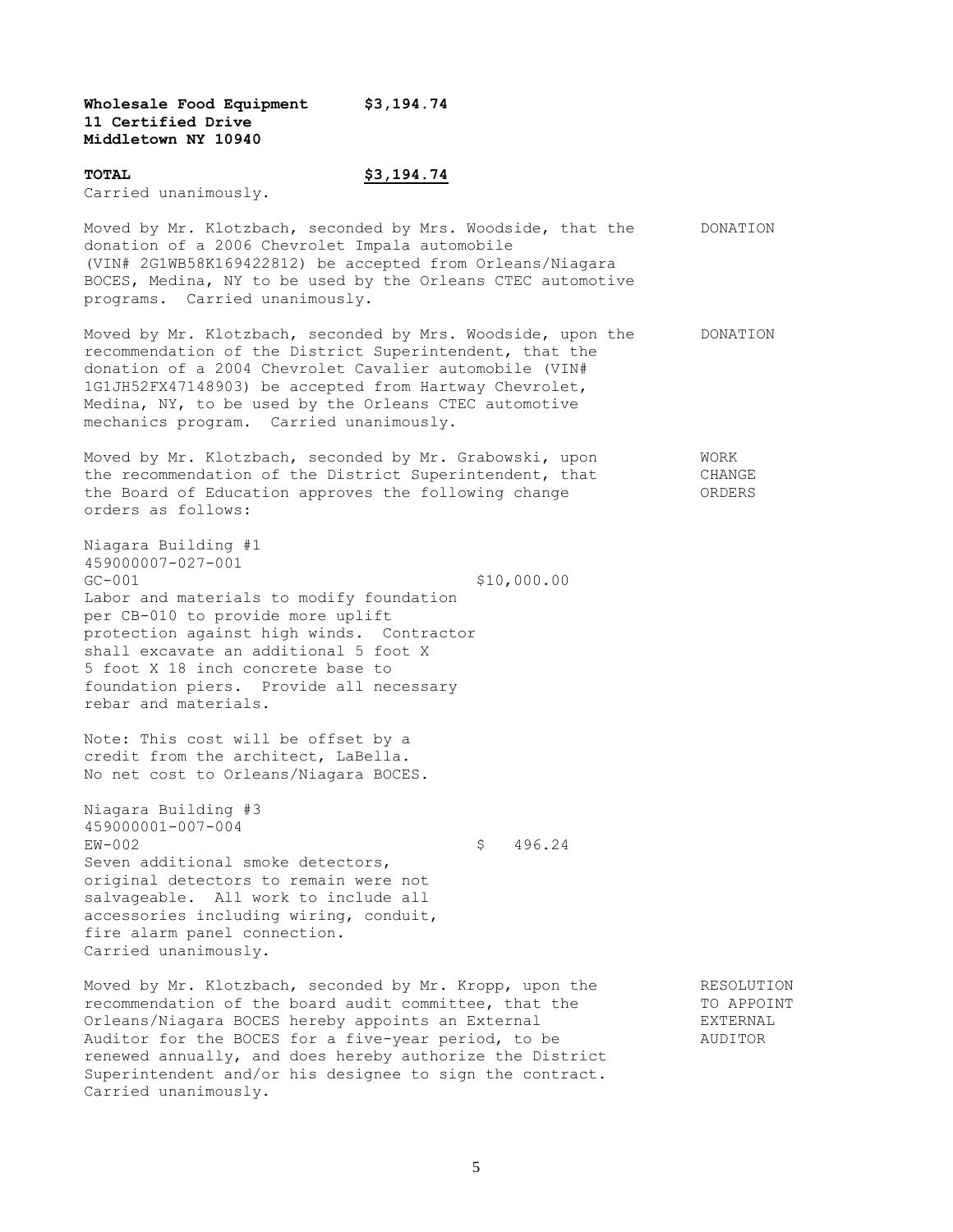**Wholesale Food Equipment $3,194.74**
**11 Certified Drive**
**Middletown NY 10940**

**TOTAL $3,194.74**

Carried unanimously.

Moved by Mr. Klotzbach, seconded by Mrs. Woodside, that the donation of a 2006 Chevrolet Impala automobile (VIN# 2G1WB58K169422812) be accepted from Orleans/Niagara BOCES, Medina, NY to be used by the Orleans CTEC automotive programs. Carried unanimously. DONATION

Moved by Mr. Klotzbach, seconded by Mrs. Woodside, upon the recommendation of the District Superintendent, that the donation of a 2004 Chevrolet Cavalier automobile (VIN# 1G1JH52FX47148903) be accepted from Hartway Chevrolet, Medina, NY, to be used by the Orleans CTEC automotive mechanics program. Carried unanimously. DONATION

Moved by Mr. Klotzbach, seconded by Mr. Grabowski, upon the recommendation of the District Superintendent, that the Board of Education approves the following change orders as follows: WORK CHANGE ORDERS

Niagara Building #1
459000007-027-001
GC-001 $10,000.00
Labor and materials to modify foundation per CB-010 to provide more uplift protection against high winds. Contractor shall excavate an additional 5 foot X 5 foot X 18 inch concrete base to foundation piers. Provide all necessary rebar and materials.

Note: This cost will be offset by a credit from the architect, LaBella. No net cost to Orleans/Niagara BOCES.

Niagara Building #3
459000001-007-004
EW-002 $ 496.24
Seven additional smoke detectors, original detectors to remain were not salvageable. All work to include all accessories including wiring, conduit, fire alarm panel connection.
Carried unanimously.

Moved by Mr. Klotzbach, seconded by Mr. Kropp, upon the recommendation of the board audit committee, that the Orleans/Niagara BOCES hereby appoints an External Auditor for the BOCES for a five-year period, to be renewed annually, and does hereby authorize the District Superintendent and/or his designee to sign the contract. Carried unanimously. RESOLUTION TO APPOINT EXTERNAL AUDITOR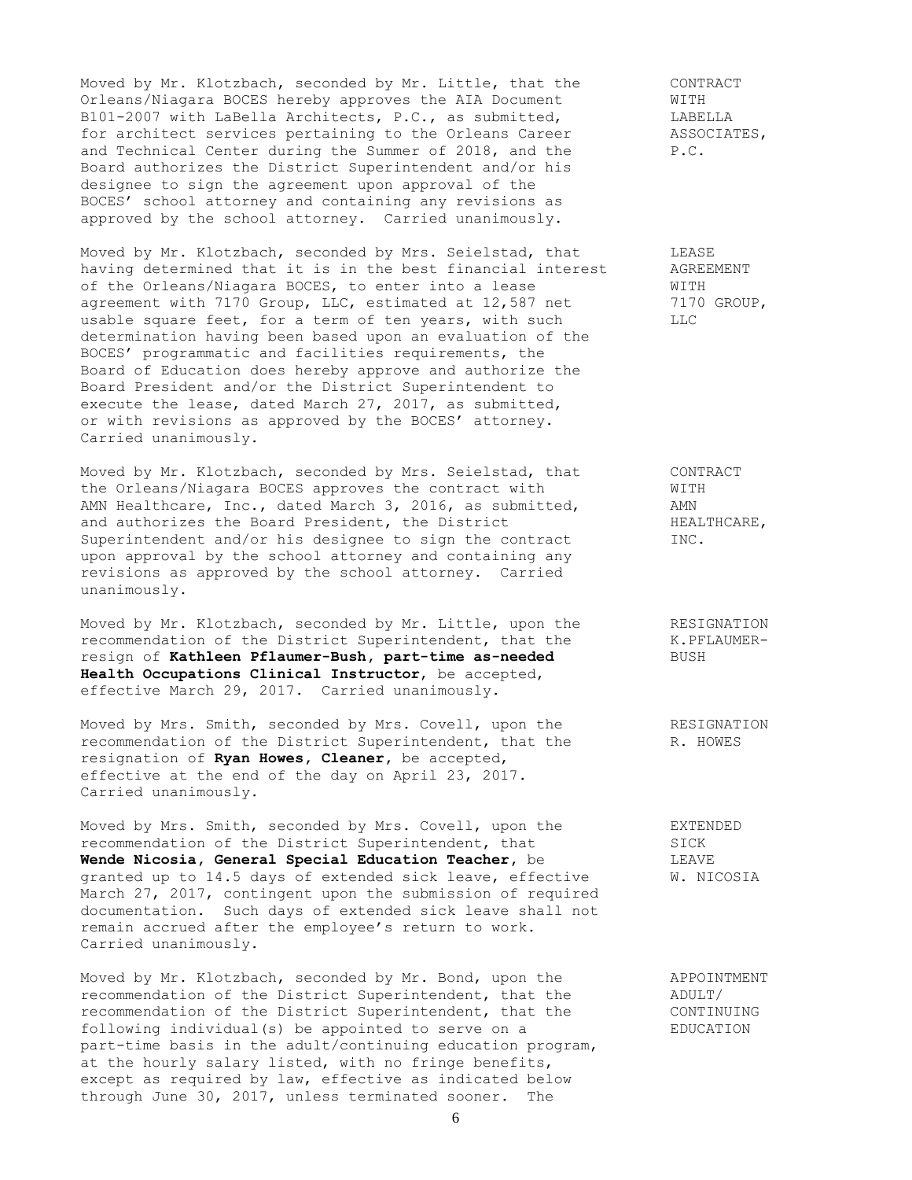Moved by Mr. Klotzbach, seconded by Mr. Little, that the Orleans/Niagara BOCES hereby approves the AIA Document B101-2007 with LaBella Architects, P.C., as submitted, for architect services pertaining to the Orleans Career and Technical Center during the Summer of 2018, and the Board authorizes the District Superintendent and/or his designee to sign the agreement upon approval of the BOCES' school attorney and containing any revisions as approved by the school attorney. Carried unanimously.

CONTRACT WITH LABELLA ASSOCIATES, P.C.

Moved by Mr. Klotzbach, seconded by Mrs. Seielstad, that having determined that it is in the best financial interest of the Orleans/Niagara BOCES, to enter into a lease agreement with 7170 Group, LLC, estimated at 12,587 net usable square feet, for a term of ten years, with such determination having been based upon an evaluation of the BOCES' programmatic and facilities requirements, the Board of Education does hereby approve and authorize the Board President and/or the District Superintendent to execute the lease, dated March 27, 2017, as submitted, or with revisions as approved by the BOCES' attorney. Carried unanimously.

LEASE AGREEMENT WITH 7170 GROUP, LLC

Moved by Mr. Klotzbach, seconded by Mrs. Seielstad, that the Orleans/Niagara BOCES approves the contract with AMN Healthcare, Inc., dated March 3, 2016, as submitted, and authorizes the Board President, the District Superintendent and/or his designee to sign the contract upon approval by the school attorney and containing any revisions as approved by the school attorney. Carried unanimously.

CONTRACT WITH AMN HEALTHCARE, INC.

Moved by Mr. Klotzbach, seconded by Mr. Little, upon the recommendation of the District Superintendent, that the resign of **Kathleen Pflaumer-Bush, part-time as-needed Health Occupations Clinical Instructor**, be accepted, effective March 29, 2017. Carried unanimously.

RESIGNATION K.PFLAUMER-BUSH

Moved by Mrs. Smith, seconded by Mrs. Covell, upon the recommendation of the District Superintendent, that the resignation of **Ryan Howes, Cleaner**, be accepted, effective at the end of the day on April 23, 2017. Carried unanimously.

RESIGNATION R. HOWES

Moved by Mrs. Smith, seconded by Mrs. Covell, upon the recommendation of the District Superintendent, that **Wende Nicosia, General Special Education Teacher**, be granted up to 14.5 days of extended sick leave, effective March 27, 2017, contingent upon the submission of required documentation. Such days of extended sick leave shall not remain accrued after the employee's return to work. Carried unanimously.

EXTENDED SICK LEAVE W. NICOSIA

Moved by Mr. Klotzbach, seconded by Mr. Bond, upon the recommendation of the District Superintendent, that the recommendation of the District Superintendent, that the following individual(s) be appointed to serve on a part-time basis in the adult/continuing education program, at the hourly salary listed, with no fringe benefits, except as required by law, effective as indicated below through June 30, 2017, unless terminated sooner. The

APPOINTMENT ADULT/ CONTINUING EDUCATION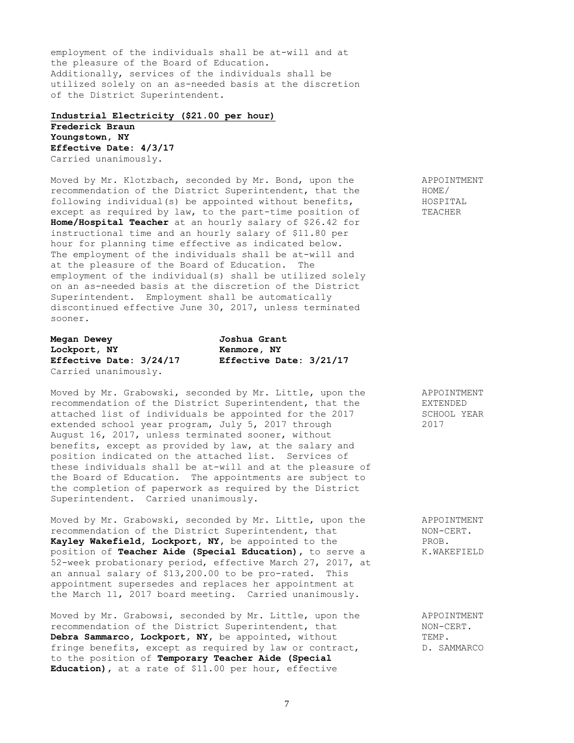employment of the individuals shall be at-will and at the pleasure of the Board of Education. Additionally, services of the individuals shall be utilized solely on an as-needed basis at the discretion of the District Superintendent.

**Industrial Electricity ($21.00 per hour)**
**Frederick Braun**
**Youngstown, NY**
**Effective Date: 4/3/17**
Carried unanimously.

APPOINTMENT HOME/ HOSPITAL TEACHER

Moved by Mr. Klotzbach, seconded by Mr. Bond, upon the recommendation of the District Superintendent, that the following individual(s) be appointed without benefits, except as required by law, to the part-time position of **Home/Hospital Teacher** at an hourly salary of $26.42 for instructional time and an hourly salary of $11.80 per hour for planning time effective as indicated below. The employment of the individuals shall be at-will and at the pleasure of the Board of Education. The employment of the individual(s) shall be utilized solely on an as-needed basis at the discretion of the District Superintendent. Employment shall be automatically discontinued effective June 30, 2017, unless terminated sooner.

**Megan Dewey**
**Lockport, NY**
**Effective Date: 3/24/17**

**Joshua Grant**
**Kenmore, NY**
**Effective Date: 3/21/17**

Carried unanimously.

APPOINTMENT EXTENDED SCHOOL YEAR 2017

Moved by Mr. Grabowski, seconded by Mr. Little, upon the recommendation of the District Superintendent, that the attached list of individuals be appointed for the 2017 extended school year program, July 5, 2017 through August 16, 2017, unless terminated sooner, without benefits, except as provided by law, at the salary and position indicated on the attached list. Services of these individuals shall be at-will and at the pleasure of the Board of Education. The appointments are subject to the completion of paperwork as required by the District Superintendent. Carried unanimously.

APPOINTMENT NON-CERT. PROB. K.WAKEFIELD

Moved by Mr. Grabowski, seconded by Mr. Little, upon the recommendation of the District Superintendent, that **Kayley Wakefield, Lockport, NY,** be appointed to the position of **Teacher Aide (Special Education),** to serve a 52-week probationary period, effective March 27, 2017, at an annual salary of $13,200.00 to be pro-rated. This appointment supersedes and replaces her appointment at the March 11, 2017 board meeting. Carried unanimously.

APPOINTMENT NON-CERT. TEMP. D. SAMMARCO

Moved by Mr. Grabowsi, seconded by Mr. Little, upon the recommendation of the District Superintendent, that **Debra Sammarco, Lockport, NY,** be appointed, without fringe benefits, except as required by law or contract, to the position of **Temporary Teacher Aide (Special Education),** at a rate of $11.00 per hour, effective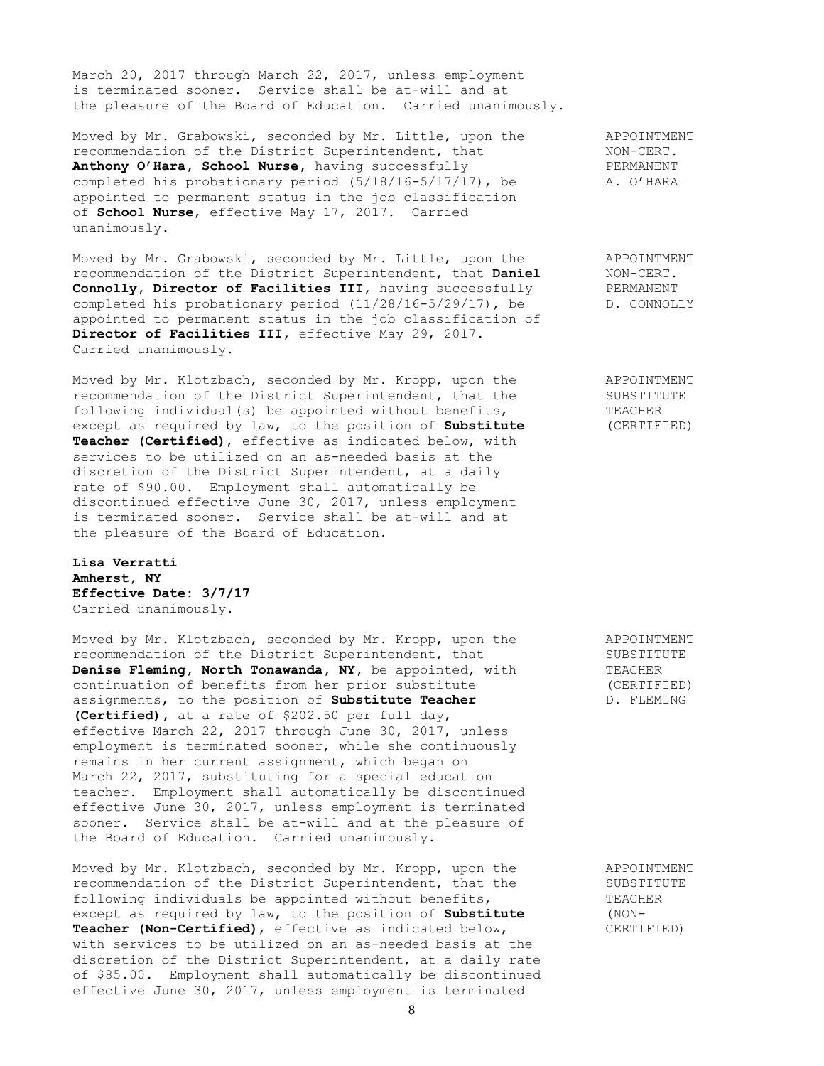March 20, 2017 through March 22, 2017, unless employment is terminated sooner. Service shall be at-will and at the pleasure of the Board of Education. Carried unanimously.

APPOINTMENT NON-CERT. PERMANENT A. O'HARA

Moved by Mr. Grabowski, seconded by Mr. Little, upon the recommendation of the District Superintendent, that **Anthony O'Hara, School Nurse**, having successfully completed his probationary period (5/18/16-5/17/17), be appointed to permanent status in the job classification of **School Nurse**, effective May 17, 2017. Carried unanimously.

APPOINTMENT NON-CERT. PERMANENT D. CONNOLLY

Moved by Mr. Grabowski, seconded by Mr. Little, upon the recommendation of the District Superintendent, that **Daniel Connolly, Director of Facilities III**, having successfully completed his probationary period (11/28/16-5/29/17), be appointed to permanent status in the job classification of **Director of Facilities III**, effective May 29, 2017. Carried unanimously.

APPOINTMENT SUBSTITUTE TEACHER (CERTIFIED)

Moved by Mr. Klotzbach, seconded by Mr. Kropp, upon the recommendation of the District Superintendent, that the following individual(s) be appointed without benefits, except as required by law, to the position of **Substitute Teacher (Certified)**, effective as indicated below, with services to be utilized on an as-needed basis at the discretion of the District Superintendent, at a daily rate of $90.00. Employment shall automatically be discontinued effective June 30, 2017, unless employment is terminated sooner. Service shall be at-will and at the pleasure of the Board of Education.

**Lisa Verratti**
**Amherst, NY**
**Effective Date: 3/7/17**
Carried unanimously.

APPOINTMENT SUBSTITUTE TEACHER (CERTIFIED) D. FLEMING

Moved by Mr. Klotzbach, seconded by Mr. Kropp, upon the recommendation of the District Superintendent, that **Denise Fleming, North Tonawanda, NY**, be appointed, with continuation of benefits from her prior substitute assignments, to the position of **Substitute Teacher (Certified)**, at a rate of $202.50 per full day, effective March 22, 2017 through June 30, 2017, unless employment is terminated sooner, while she continuously remains in her current assignment, which began on March 22, 2017, substituting for a special education teacher. Employment shall automatically be discontinued effective June 30, 2017, unless employment is terminated sooner. Service shall be at-will and at the pleasure of the Board of Education. Carried unanimously.

APPOINTMENT SUBSTITUTE TEACHER (NON-CERTIFIED)

Moved by Mr. Klotzbach, seconded by Mr. Kropp, upon the recommendation of the District Superintendent, that the following individuals be appointed without benefits, except as required by law, to the position of **Substitute Teacher (Non-Certified)**, effective as indicated below, with services to be utilized on an as-needed basis at the discretion of the District Superintendent, at a daily rate of $85.00. Employment shall automatically be discontinued effective June 30, 2017, unless employment is terminated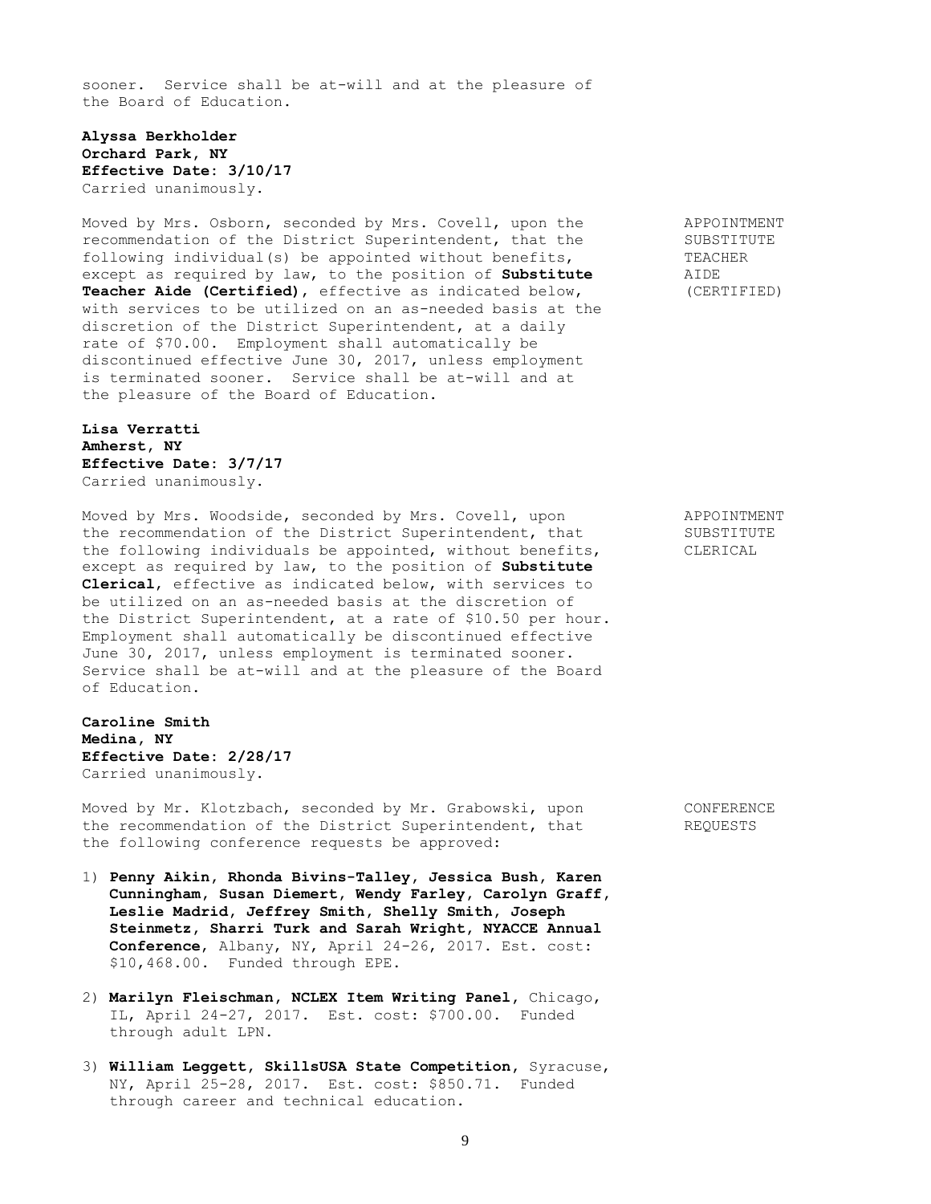sooner. Service shall be at-will and at the pleasure of the Board of Education.

**Alyssa Berkholder**
**Orchard Park, NY**
**Effective Date: 3/10/17**
Carried unanimously.

APPOINTMENT SUBSTITUTE TEACHER AIDE (CERTIFIED)

Moved by Mrs. Osborn, seconded by Mrs. Covell, upon the recommendation of the District Superintendent, that the following individual(s) be appointed without benefits, except as required by law, to the position of **Substitute Teacher Aide (Certified)**, effective as indicated below, with services to be utilized on an as-needed basis at the discretion of the District Superintendent, at a daily rate of $70.00. Employment shall automatically be discontinued effective June 30, 2017, unless employment is terminated sooner. Service shall be at-will and at the pleasure of the Board of Education.

**Lisa Verratti**
**Amherst, NY**
**Effective Date: 3/7/17**
Carried unanimously.

APPOINTMENT SUBSTITUTE CLERICAL

Moved by Mrs. Woodside, seconded by Mrs. Covell, upon the recommendation of the District Superintendent, that the following individuals be appointed, without benefits, except as required by law, to the position of **Substitute Clerical**, effective as indicated below, with services to be utilized on an as-needed basis at the discretion of the District Superintendent, at a rate of $10.50 per hour. Employment shall automatically be discontinued effective June 30, 2017, unless employment is terminated sooner. Service shall be at-will and at the pleasure of the Board of Education.

**Caroline Smith**
**Medina, NY**
**Effective Date: 2/28/17**
Carried unanimously.

CONFERENCE REQUESTS

Moved by Mr. Klotzbach, seconded by Mr. Grabowski, upon the recommendation of the District Superintendent, that the following conference requests be approved:

1) **Penny Aikin, Rhonda Bivins-Talley, Jessica Bush, Karen Cunningham, Susan Diemert, Wendy Farley, Carolyn Graff, Leslie Madrid, Jeffrey Smith, Shelly Smith, Joseph Steinmetz, Sharri Turk and Sarah Wright, NYACCE Annual Conference**, Albany, NY, April 24-26, 2017. Est. cost: $10,468.00. Funded through EPE.

2) **Marilyn Fleischman, NCLEX Item Writing Panel**, Chicago, IL, April 24-27, 2017. Est. cost: $700.00. Funded through adult LPN.

3) **William Leggett, SkillsUSA State Competition**, Syracuse, NY, April 25-28, 2017. Est. cost: $850.71. Funded through career and technical education.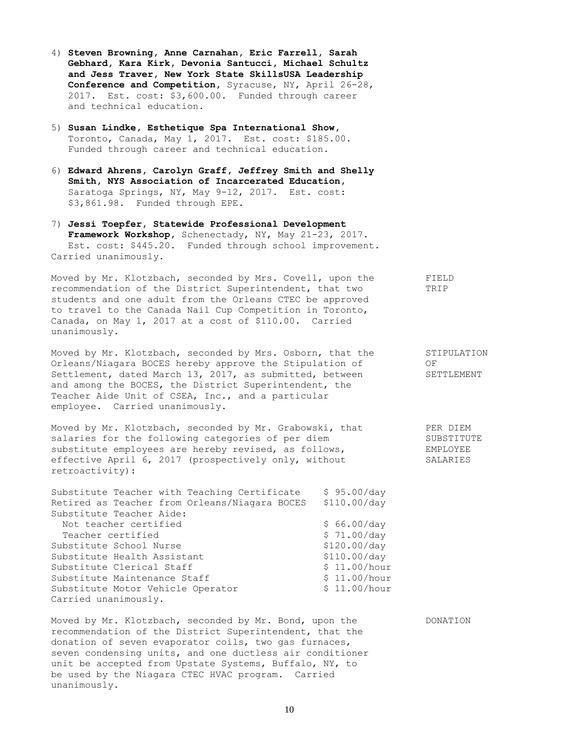4) **Steven Browning, Anne Carnahan, Eric Farrell, Sarah Gebhard, Kara Kirk, Devonia Santucci, Michael Schultz and Jess Traver, New York State SkillsUSA Leadership Conference and Competition**, Syracuse, NY, April 26-28, 2017. Est. cost: $3,600.00. Funded through career and technical education.

5) **Susan Lindke, Esthetique Spa International Show**, Toronto, Canada, May 1, 2017. Est. cost: $185.00. Funded through career and technical education.

6) **Edward Ahrens, Carolyn Graff, Jeffrey Smith and Shelly Smith, NYS Association of Incarcerated Education**, Saratoga Springs, NY, May 9-12, 2017. Est. cost: $3,861.98. Funded through EPE.

7) **Jessi Toepfer, Statewide Professional Development Framework Workshop**, Schenectady, NY, May 21-23, 2017. Est. cost: $445.20. Funded through school improvement.

Carried unanimously.

FIELD TRIP

Moved by Mr. Klotzbach, seconded by Mrs. Covell, upon the recommendation of the District Superintendent, that two students and one adult from the Orleans CTEC be approved to travel to the Canada Nail Cup Competition in Toronto, Canada, on May 1, 2017 at a cost of $110.00. Carried unanimously.

STIPULATION OF SETTLEMENT

Moved by Mr. Klotzbach, seconded by Mrs. Osborn, that the Orleans/Niagara BOCES hereby approve the Stipulation of Settlement, dated March 13, 2017, as submitted, between and among the BOCES, the District Superintendent, the Teacher Aide Unit of CSEA, Inc., and a particular employee. Carried unanimously.

PER DIEM SUBSTITUTE EMPLOYEE SALARIES

Moved by Mr. Klotzbach, seconded by Mr. Grabowski, that salaries for the following categories of per diem substitute employees are hereby revised, as follows, effective April 6, 2017 (prospectively only, without retroactivity):

| | |
|---|---|
| Substitute Teacher with Teaching Certificate | $ 95.00/day |
| Retired as Teacher from Orleans/Niagara BOCES | $110.00/day |
| Substitute Teacher Aide: | |
| Not teacher certified | $ 66.00/day |
| Teacher certified | $ 71.00/day |
| Substitute School Nurse | $120.00/day |
| Substitute Health Assistant | $110.00/day |
| Substitute Clerical Staff | $ 11.00/hour |
| Substitute Maintenance Staff | $ 11.00/hour |
| Substitute Motor Vehicle Operator | $ 11.00/hour |

Carried unanimously.

DONATION

Moved by Mr. Klotzbach, seconded by Mr. Bond, upon the recommendation of the District Superintendent, that the donation of seven evaporator coils, two gas furnaces, seven condensing units, and one ductless air conditioner unit be accepted from Upstate Systems, Buffalo, NY, to be used by the Niagara CTEC HVAC program. Carried unanimously.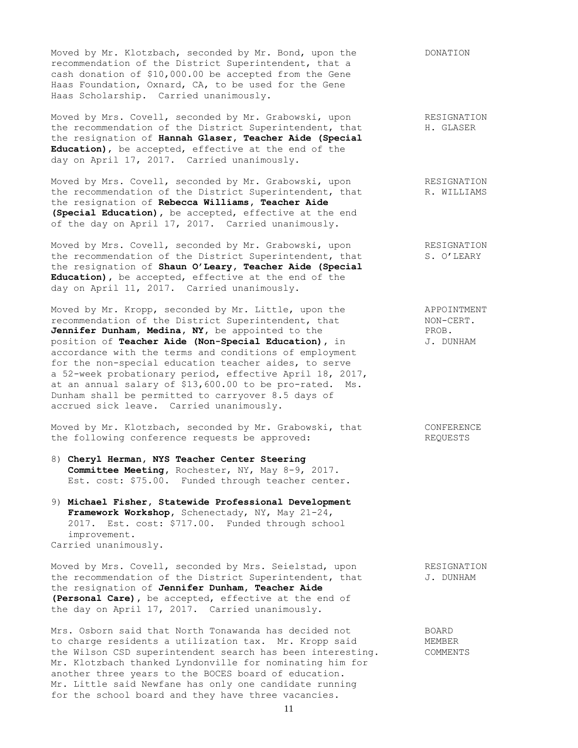Moved by Mr. Klotzbach, seconded by Mr. Bond, upon the recommendation of the District Superintendent, that a cash donation of $10,000.00 be accepted from the Gene Haas Foundation, Oxnard, CA, to be used for the Gene Haas Scholarship. Carried unanimously. — DONATION

Moved by Mrs. Covell, seconded by Mr. Grabowski, upon the recommendation of the District Superintendent, that the resignation of **Hannah Glaser, Teacher Aide (Special Education)**, be accepted, effective at the end of the day on April 17, 2017. Carried unanimously. — RESIGNATION H. GLASER

Moved by Mrs. Covell, seconded by Mr. Grabowski, upon the recommendation of the District Superintendent, that the resignation of **Rebecca Williams, Teacher Aide (Special Education)**, be accepted, effective at the end of the day on April 17, 2017. Carried unanimously. — RESIGNATION R. WILLIAMS

Moved by Mrs. Covell, seconded by Mr. Grabowski, upon the recommendation of the District Superintendent, that the resignation of **Shaun O'Leary, Teacher Aide (Special Education)**, be accepted, effective at the end of the day on April 11, 2017. Carried unanimously. — RESIGNATION S. O'LEARY

Moved by Mr. Kropp, seconded by Mr. Little, upon the recommendation of the District Superintendent, that **Jennifer Dunham, Medina, NY,** be appointed to the position of **Teacher Aide (Non-Special Education)**, in accordance with the terms and conditions of employment for the non-special education teacher aides, to serve a 52-week probationary period, effective April 18, 2017, at an annual salary of $13,600.00 to be pro-rated. Ms. Dunham shall be permitted to carryover 8.5 days of accrued sick leave. Carried unanimously. — APPOINTMENT NON-CERT. PROB. J. DUNHAM

Moved by Mr. Klotzbach, seconded by Mr. Grabowski, that the following conference requests be approved: — CONFERENCE REQUESTS

8) **Cheryl Herman, NYS Teacher Center Steering Committee Meeting**, Rochester, NY, May 8-9, 2017. Est. cost: $75.00. Funded through teacher center.

9) **Michael Fisher, Statewide Professional Development Framework Workshop**, Schenectady, NY, May 21-24, 2017. Est. cost: $717.00. Funded through school improvement.

Carried unanimously.

Moved by Mrs. Covell, seconded by Mrs. Seielstad, upon the recommendation of the District Superintendent, that the resignation of **Jennifer Dunham, Teacher Aide (Personal Care)**, be accepted, effective at the end of the day on April 17, 2017. Carried unanimously. — RESIGNATION J. DUNHAM

Mrs. Osborn said that North Tonawanda has decided not to charge residents a utilization tax. Mr. Kropp said the Wilson CSD superintendent search has been interesting. Mr. Klotzbach thanked Lyndonville for nominating him for another three years to the BOCES board of education. Mr. Little said Newfane has only one candidate running for the school board and they have three vacancies. — BOARD MEMBER COMMENTS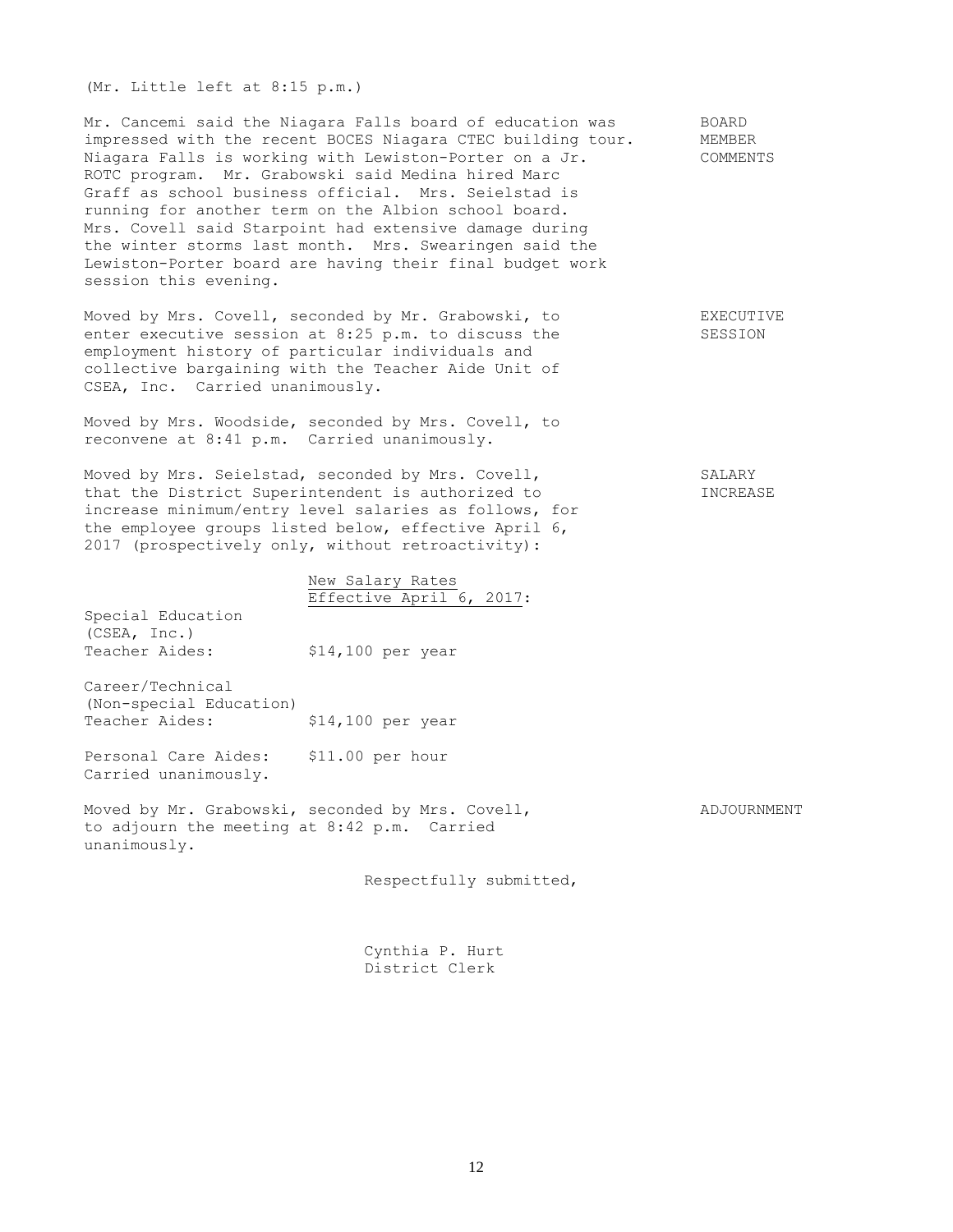(Mr. Little left at 8:15 p.m.)

**BOARD MEMBER COMMENTS**

Mr. Cancemi said the Niagara Falls board of education was impressed with the recent BOCES Niagara CTEC building tour. Niagara Falls is working with Lewiston-Porter on a Jr. ROTC program. Mr. Grabowski said Medina hired Marc Graff as school business official. Mrs. Seielstad is running for another term on the Albion school board. Mrs. Covell said Starpoint had extensive damage during the winter storms last month. Mrs. Swearingen said the Lewiston-Porter board are having their final budget work session this evening.

**EXECUTIVE SESSION**

Moved by Mrs. Covell, seconded by Mr. Grabowski, to enter executive session at 8:25 p.m. to discuss the employment history of particular individuals and collective bargaining with the Teacher Aide Unit of CSEA, Inc. Carried unanimously.

Moved by Mrs. Woodside, seconded by Mrs. Covell, to reconvene at 8:41 p.m. Carried unanimously.

**SALARY INCREASE**

Moved by Mrs. Seielstad, seconded by Mrs. Covell, that the District Superintendent is authorized to increase minimum/entry level salaries as follows, for the employee groups listed below, effective April 6, 2017 (prospectively only, without retroactivity):

| | New Salary Rates Effective April 6, 2017: |
|---|---|
| Special Education (CSEA, Inc.) Teacher Aides: | $14,100 per year |
| Career/Technical (Non-special Education) Teacher Aides: | $14,100 per year |
| Personal Care Aides: | $11.00 per hour |

Carried unanimously.

**ADJOURNMENT**

Moved by Mr. Grabowski, seconded by Mrs. Covell, to adjourn the meeting at 8:42 p.m. Carried unanimously.

Respectfully submitted,

Cynthia P. Hurt
District Clerk